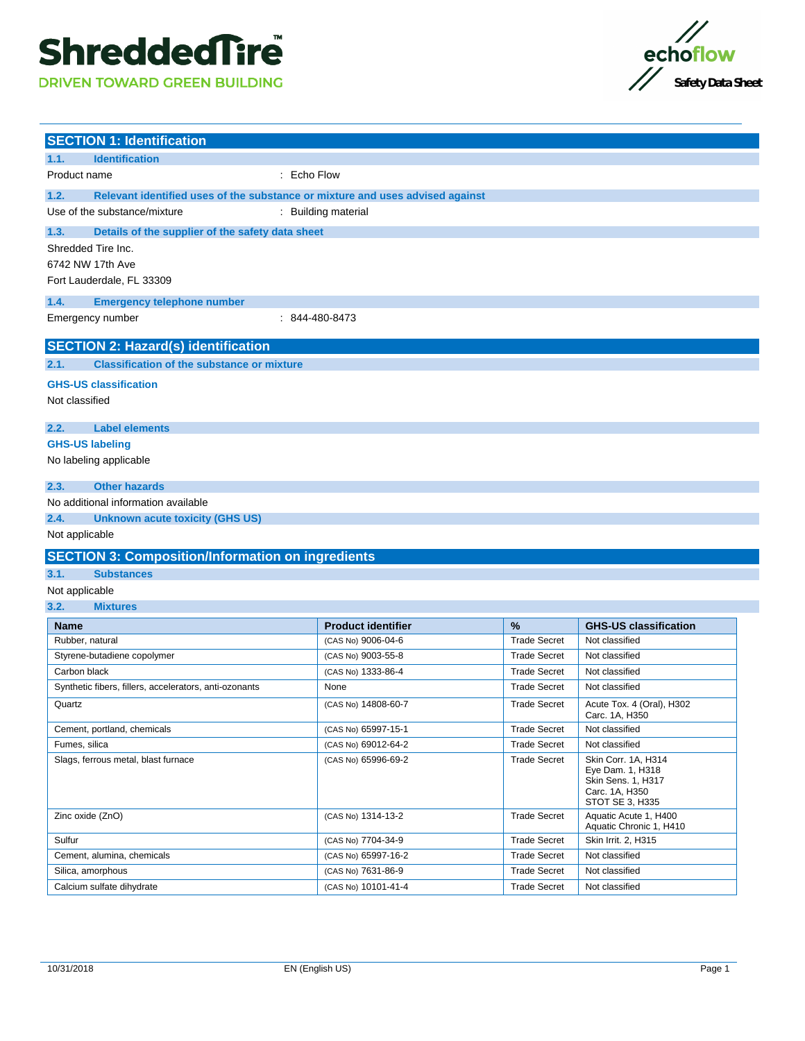# ShreddedTire™

DRIVEN TOWARD GREEN BUILDING

echoflow

Safety Data Sheet

## SECTION 1: Identification

### 1.1. Identification

Product name : Echo Flow

### 1.2. Relevant identified uses of the substance or mixture and uses advised against

Use of the substance/mixture : Building material

### 1.3. Details of the supplier of the safety data sheet

Shredded Tire Inc.
6742 NW 17th Ave
Fort Lauderdale, FL 33309

### 1.4. Emergency telephone number

Emergency number : 844-480-8473

## SECTION 2: Hazard(s) identification

### 2.1. Classification of the substance or mixture

**GHS-US classification**

Not classified

### 2.2. Label elements

**GHS-US labeling**

No labeling applicable

### 2.3. Other hazards

No additional information available

### 2.4. Unknown acute toxicity (GHS US)

Not applicable

## SECTION 3: Composition/Information on ingredients

### 3.1. Substances

Not applicable

### 3.2. Mixtures

| Name | Product identifier | % | GHS-US classification |
|---|---|---|---|
| Rubber, natural | (CAS No) 9006-04-6 | Trade Secret | Not classified |
| Styrene-butadiene copolymer | (CAS No) 9003-55-8 | Trade Secret | Not classified |
| Carbon black | (CAS No) 1333-86-4 | Trade Secret | Not classified |
| Synthetic fibers, fillers, accelerators, anti-ozonants | None | Trade Secret | Not classified |
| Quartz | (CAS No) 14808-60-7 | Trade Secret | Acute Tox. 4 (Oral), H302<br>Carc. 1A, H350 |
| Cement, portland, chemicals | (CAS No) 65997-15-1 | Trade Secret | Not classified |
| Fumes, silica | (CAS No) 69012-64-2 | Trade Secret | Not classified |
| Slags, ferrous metal, blast furnace | (CAS No) 65996-69-2 | Trade Secret | Skin Corr. 1A, H314<br>Eye Dam. 1, H318<br>Skin Sens. 1, H317<br>Carc. 1A, H350<br>STOT SE 3, H335 |
| Zinc oxide (ZnO) | (CAS No) 1314-13-2 | Trade Secret | Aquatic Acute 1, H400<br>Aquatic Chronic 1, H410 |
| Sulfur | (CAS No) 7704-34-9 | Trade Secret | Skin Irrit. 2, H315 |
| Cement, alumina, chemicals | (CAS No) 65997-16-2 | Trade Secret | Not classified |
| Silica, amorphous | (CAS No) 7631-86-9 | Trade Secret | Not classified |
| Calcium sulfate dihydrate | (CAS No) 10101-41-4 | Trade Secret | Not classified |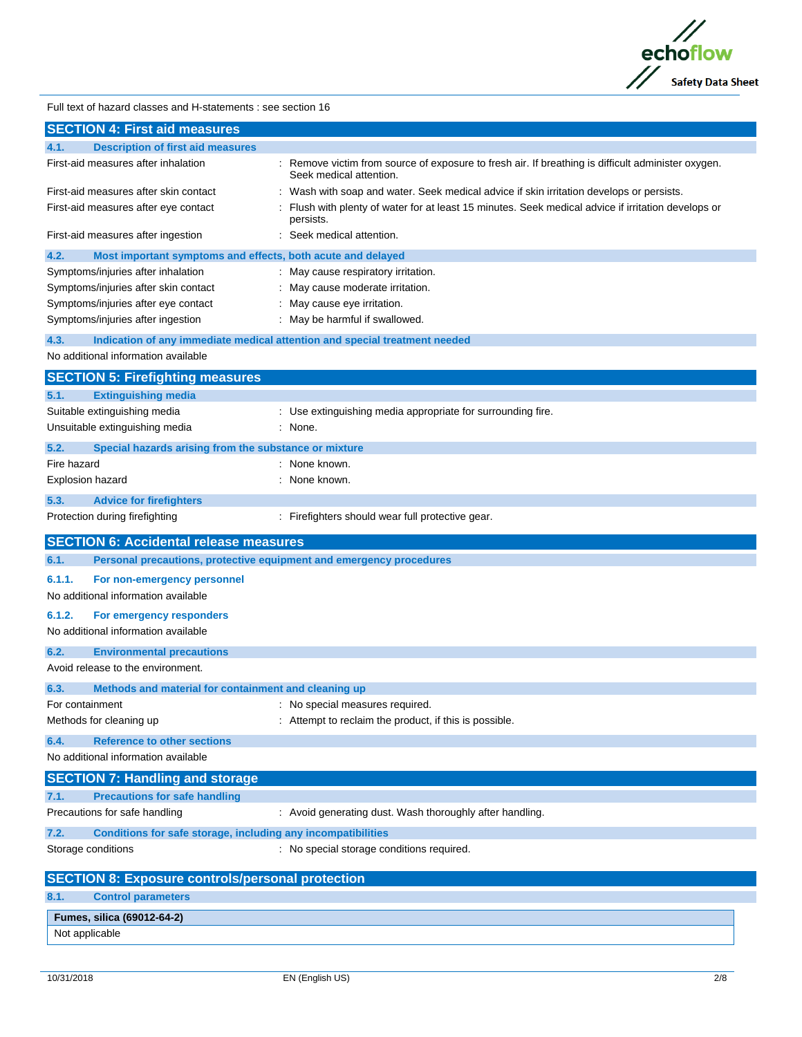Full text of hazard classes and H-statements : see section 16

## SECTION 4: First aid measures

### 4.1. Description of first aid measures

| | |
|---|---|
| First-aid measures after inhalation | : Remove victim from source of exposure to fresh air. If breathing is difficult administer oxygen. Seek medical attention. |
| First-aid measures after skin contact | : Wash with soap and water. Seek medical advice if skin irritation develops or persists. |
| First-aid measures after eye contact | : Flush with plenty of water for at least 15 minutes. Seek medical advice if irritation develops or persists. |
| First-aid measures after ingestion | : Seek medical attention. |

### 4.2. Most important symptoms and effects, both acute and delayed

| | |
|---|---|
| Symptoms/injuries after inhalation | : May cause respiratory irritation. |
| Symptoms/injuries after skin contact | : May cause moderate irritation. |
| Symptoms/injuries after eye contact | : May cause eye irritation. |
| Symptoms/injuries after ingestion | : May be harmful if swallowed. |

### 4.3. Indication of any immediate medical attention and special treatment needed

No additional information available

## SECTION 5: Firefighting measures

### 5.1. Extinguishing media

| | |
|---|---|
| Suitable extinguishing media | : Use extinguishing media appropriate for surrounding fire. |
| Unsuitable extinguishing media | : None. |

### 5.2. Special hazards arising from the substance or mixture

| | |
|---|---|
| Fire hazard | : None known. |
| Explosion hazard | : None known. |

### 5.3. Advice for firefighters

| | |
|---|---|
| Protection during firefighting | : Firefighters should wear full protective gear. |

## SECTION 6: Accidental release measures

### 6.1. Personal precautions, protective equipment and emergency procedures

#### 6.1.1. For non-emergency personnel

No additional information available

#### 6.1.2. For emergency responders

No additional information available

### 6.2. Environmental precautions

Avoid release to the environment.

### 6.3. Methods and material for containment and cleaning up

| | |
|---|---|
| For containment | : No special measures required. |
| Methods for cleaning up | : Attempt to reclaim the product, if this is possible. |

### 6.4. Reference to other sections

No additional information available

## SECTION 7: Handling and storage

### 7.1. Precautions for safe handling

| | |
|---|---|
| Precautions for safe handling | : Avoid generating dust. Wash thoroughly after handling. |

### 7.2. Conditions for safe storage, including any incompatibilities

| | |
|---|---|
| Storage conditions | : No special storage conditions required. |

## SECTION 8: Exposure controls/personal protection

### 8.1. Control parameters

| Fumes, silica (69012-64-2) |
|---|
| Not applicable |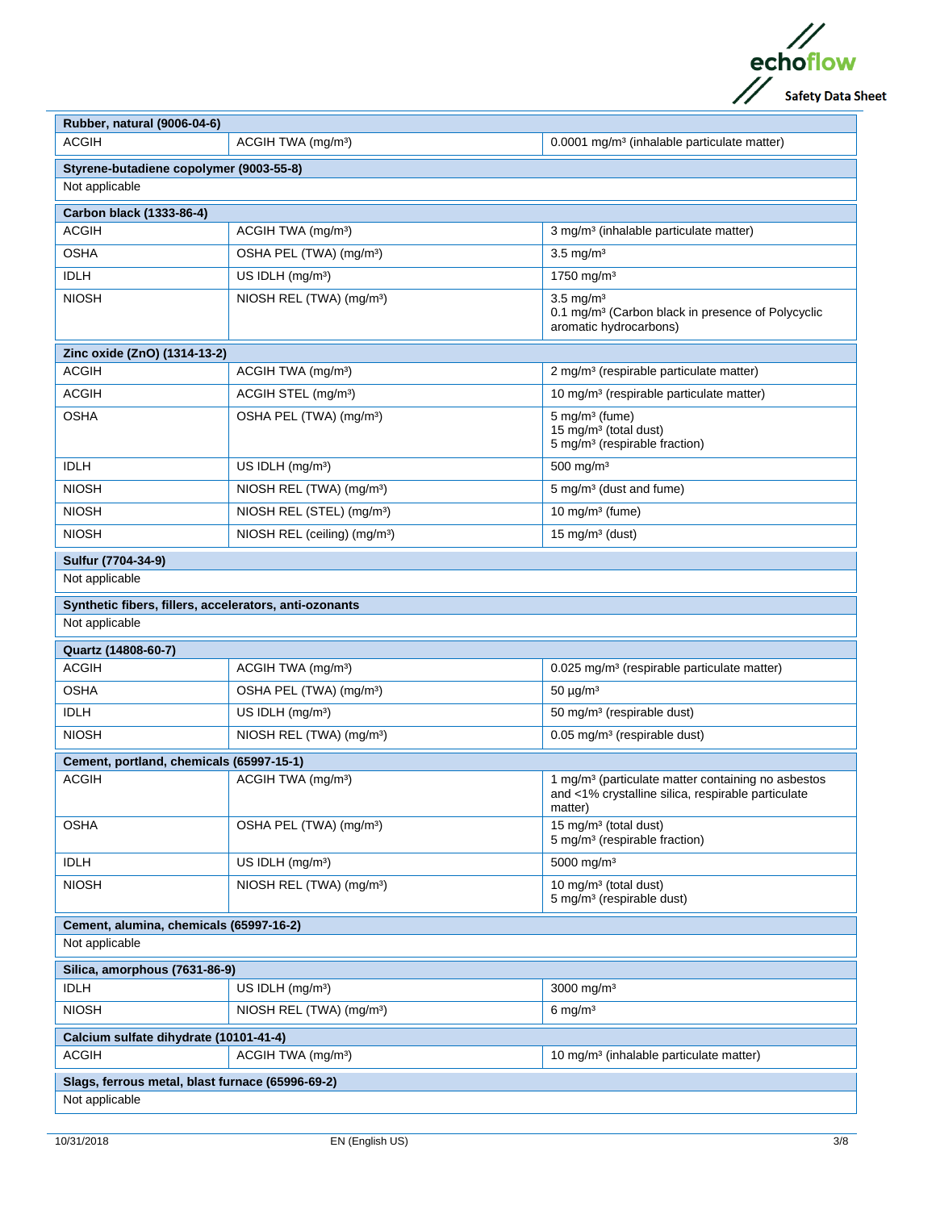| Rubber, natural (9006-04-6) | | |
|---|---|---|
| ACGIH | ACGIH TWA (mg/m³) | 0.0001 mg/m³ (inhalable particulate matter) |

| Styrene-butadiene copolymer (9003-55-8) |
|---|
| Not applicable |

| Carbon black (1333-86-4) | | |
|---|---|---|
| ACGIH | ACGIH TWA (mg/m³) | 3 mg/m³ (inhalable particulate matter) |
| OSHA | OSHA PEL (TWA) (mg/m³) | 3.5 mg/m³ |
| IDLH | US IDLH (mg/m³) | 1750 mg/m³ |
| NIOSH | NIOSH REL (TWA) (mg/m³) | 3.5 mg/m³<br>0.1 mg/m³ (Carbon black in presence of Polycyclic aromatic hydrocarbons) |

| Zinc oxide (ZnO) (1314-13-2) | | |
|---|---|---|
| ACGIH | ACGIH TWA (mg/m³) | 2 mg/m³ (respirable particulate matter) |
| ACGIH | ACGIH STEL (mg/m³) | 10 mg/m³ (respirable particulate matter) |
| OSHA | OSHA PEL (TWA) (mg/m³) | 5 mg/m³ (fume)<br>15 mg/m³ (total dust)<br>5 mg/m³ (respirable fraction) |
| IDLH | US IDLH (mg/m³) | 500 mg/m³ |
| NIOSH | NIOSH REL (TWA) (mg/m³) | 5 mg/m³ (dust and fume) |
| NIOSH | NIOSH REL (STEL) (mg/m³) | 10 mg/m³ (fume) |
| NIOSH | NIOSH REL (ceiling) (mg/m³) | 15 mg/m³ (dust) |

| Sulfur (7704-34-9) |
|---|
| Not applicable |

| Synthetic fibers, fillers, accelerators, anti-ozonants |
|---|
| Not applicable |

| Quartz (14808-60-7) | | |
|---|---|---|
| ACGIH | ACGIH TWA (mg/m³) | 0.025 mg/m³ (respirable particulate matter) |
| OSHA | OSHA PEL (TWA) (mg/m³) | 50 µg/m³ |
| IDLH | US IDLH (mg/m³) | 50 mg/m³ (respirable dust) |
| NIOSH | NIOSH REL (TWA) (mg/m³) | 0.05 mg/m³ (respirable dust) |

| Cement, portland, chemicals (65997-15-1) | | |
|---|---|---|
| ACGIH | ACGIH TWA (mg/m³) | 1 mg/m³ (particulate matter containing no asbestos and <1% crystalline silica, respirable particulate matter) |
| OSHA | OSHA PEL (TWA) (mg/m³) | 15 mg/m³ (total dust)<br>5 mg/m³ (respirable fraction) |
| IDLH | US IDLH (mg/m³) | 5000 mg/m³ |
| NIOSH | NIOSH REL (TWA) (mg/m³) | 10 mg/m³ (total dust)<br>5 mg/m³ (respirable dust) |

| Cement, alumina, chemicals (65997-16-2) |
|---|
| Not applicable |

| Silica, amorphous (7631-86-9) | | |
|---|---|---|
| IDLH | US IDLH (mg/m³) | 3000 mg/m³ |
| NIOSH | NIOSH REL (TWA) (mg/m³) | 6 mg/m³ |

| Calcium sulfate dihydrate (10101-41-4) | | |
|---|---|---|
| ACGIH | ACGIH TWA (mg/m³) | 10 mg/m³ (inhalable particulate matter) |

| Slags, ferrous metal, blast furnace (65996-69-2) |
|---|
| Not applicable |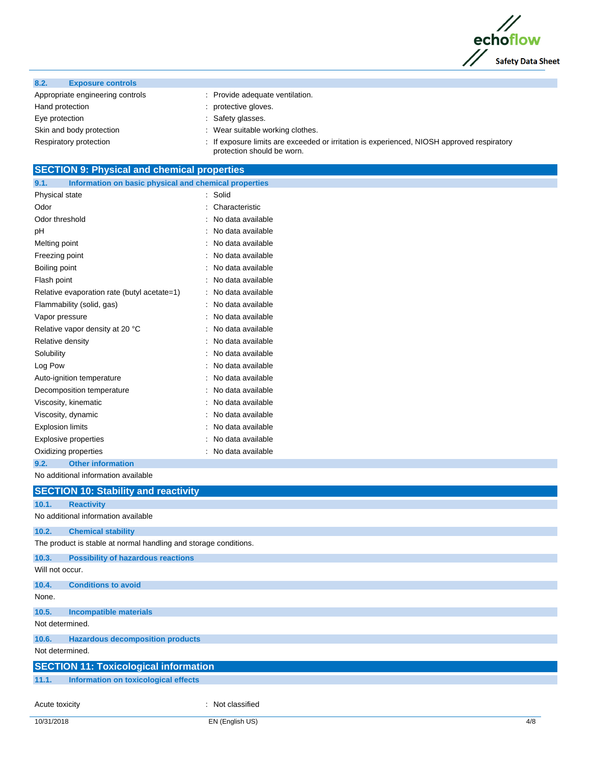### 8.2. Exposure controls

| | |
|---|---|
| Appropriate engineering controls | : Provide adequate ventilation. |
| Hand protection | : protective gloves. |
| Eye protection | : Safety glasses. |
| Skin and body protection | : Wear suitable working clothes. |
| Respiratory protection | : If exposure limits are exceeded or irritation is experienced, NIOSH approved respiratory protection should be worn. |

## SECTION 9: Physical and chemical properties

### 9.1. Information on basic physical and chemical properties

| | |
|---|---|
| Physical state | : Solid |
| Odor | : Characteristic |
| Odor threshold | : No data available |
| pH | : No data available |
| Melting point | : No data available |
| Freezing point | : No data available |
| Boiling point | : No data available |
| Flash point | : No data available |
| Relative evaporation rate (butyl acetate=1) | : No data available |
| Flammability (solid, gas) | : No data available |
| Vapor pressure | : No data available |
| Relative vapor density at 20 °C | : No data available |
| Relative density | : No data available |
| Solubility | : No data available |
| Log Pow | : No data available |
| Auto-ignition temperature | : No data available |
| Decomposition temperature | : No data available |
| Viscosity, kinematic | : No data available |
| Viscosity, dynamic | : No data available |
| Explosion limits | : No data available |
| Explosive properties | : No data available |
| Oxidizing properties | : No data available |

### 9.2. Other information

No additional information available

## SECTION 10: Stability and reactivity

### 10.1. Reactivity

No additional information available

### 10.2. Chemical stability

The product is stable at normal handling and storage conditions.

### 10.3. Possibility of hazardous reactions

Will not occur.

### 10.4. Conditions to avoid

None.

### 10.5. Incompatible materials

Not determined.

### 10.6. Hazardous decomposition products

Not determined.

## SECTION 11: Toxicological information

### 11.1. Information on toxicological effects

| | |
|---|---|
| Acute toxicity | : Not classified |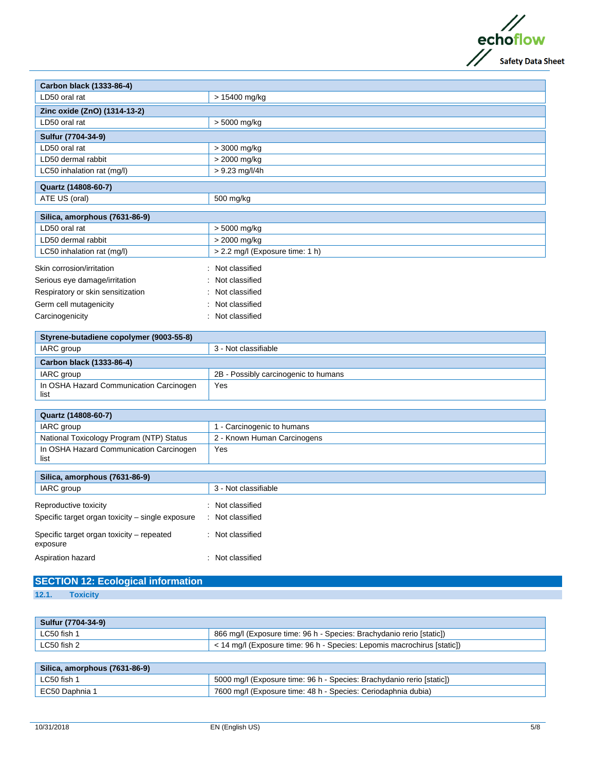| Carbon black (1333-86-4) | |
|---|---|
| LD50 oral rat | > 15400 mg/kg |
| **Zinc oxide (ZnO) (1314-13-2)** | |
| LD50 oral rat | > 5000 mg/kg |
| **Sulfur (7704-34-9)** | |
| LD50 oral rat | > 3000 mg/kg |
| LD50 dermal rabbit | > 2000 mg/kg |
| LC50 inhalation rat (mg/l) | > 9.23 mg/l/4h |

| Quartz (14808-60-7) | |
|---|---|
| ATE US (oral) | 500 mg/kg |

| Silica, amorphous (7631-86-9) | |
|---|---|
| LD50 oral rat | > 5000 mg/kg |
| LD50 dermal rabbit | > 2000 mg/kg |
| LC50 inhalation rat (mg/l) | > 2.2 mg/l (Exposure time: 1 h) |

Skin corrosion/irritation : Not classified

Serious eye damage/irritation : Not classified

Respiratory or skin sensitization : Not classified

Germ cell mutagenicity : Not classified

Carcinogenicity : Not classified

| Styrene-butadiene copolymer (9003-55-8) | |
|---|---|
| IARC group | 3 - Not classifiable |
| **Carbon black (1333-86-4)** | |
| IARC group | 2B - Possibly carcinogenic to humans |
| In OSHA Hazard Communication Carcinogen list | Yes |

| Quartz (14808-60-7) | |
|---|---|
| IARC group | 1 - Carcinogenic to humans |
| National Toxicology Program (NTP) Status | 2 - Known Human Carcinogens |
| In OSHA Hazard Communication Carcinogen list | Yes |

| Silica, amorphous (7631-86-9) | |
|---|---|
| IARC group | 3 - Not classifiable |

Reproductive toxicity : Not classified

Specific target organ toxicity – single exposure : Not classified

Specific target organ toxicity – repeated exposure : Not classified

Aspiration hazard : Not classified

## SECTION 12: Ecological information

### 12.1. Toxicity

| Sulfur (7704-34-9) | |
|---|---|
| LC50 fish 1 | 866 mg/l (Exposure time: 96 h - Species: Brachydanio rerio [static]) |
| LC50 fish 2 | < 14 mg/l (Exposure time: 96 h - Species: Lepomis macrochirus [static]) |

| Silica, amorphous (7631-86-9) | |
|---|---|
| LC50 fish 1 | 5000 mg/l (Exposure time: 96 h - Species: Brachydanio rerio [static]) |
| EC50 Daphnia 1 | 7600 mg/l (Exposure time: 48 h - Species: Ceriodaphnia dubia) |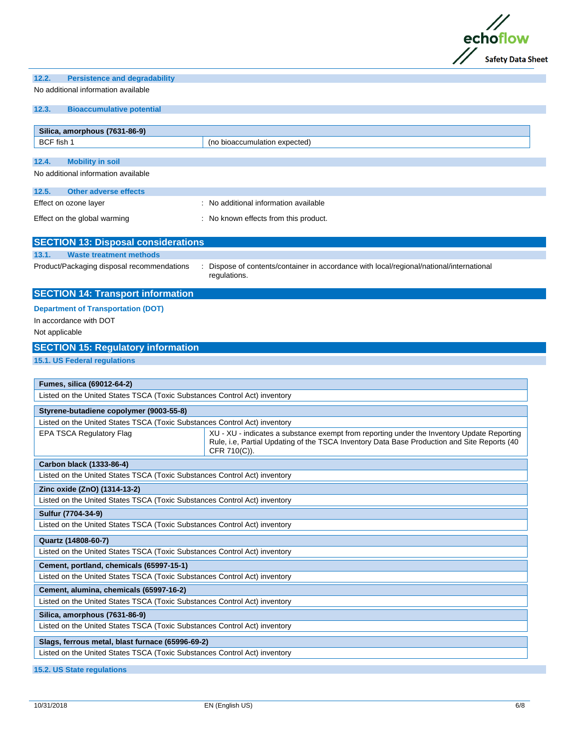### 12.2. Persistence and degradability

No additional information available

### 12.3. Bioaccumulative potential

| Silica, amorphous (7631-86-9) | |
|---|---|
| BCF fish 1 | (no bioaccumulation expected) |

### 12.4. Mobility in soil

No additional information available

### 12.5. Other adverse effects

Effect on ozone layer : No additional information available

Effect on the global warming : No known effects from this product.

## SECTION 13: Disposal considerations

### 13.1. Waste treatment methods

Product/Packaging disposal recommendations : Dispose of contents/container in accordance with local/regional/national/international regulations.

## SECTION 14: Transport information

**Department of Transportation (DOT)**

In accordance with DOT

Not applicable

## SECTION 15: Regulatory information

### 15.1. US Federal regulations

| Fumes, silica (69012-64-2) | |
|---|---|
| Listed on the United States TSCA (Toxic Substances Control Act) inventory | |

| Styrene-butadiene copolymer (9003-55-8) | |
|---|---|
| Listed on the United States TSCA (Toxic Substances Control Act) inventory | |
| EPA TSCA Regulatory Flag | XU - XU - indicates a substance exempt from reporting under the Inventory Update Reporting Rule, i.e, Partial Updating of the TSCA Inventory Data Base Production and Site Reports (40 CFR 710(C)). |

| Carbon black (1333-86-4) |
|---|
| Listed on the United States TSCA (Toxic Substances Control Act) inventory |

| Zinc oxide (ZnO) (1314-13-2) |
|---|
| Listed on the United States TSCA (Toxic Substances Control Act) inventory |

| Sulfur (7704-34-9) |
|---|
| Listed on the United States TSCA (Toxic Substances Control Act) inventory |

| Quartz (14808-60-7) |
|---|
| Listed on the United States TSCA (Toxic Substances Control Act) inventory |

| Cement, portland, chemicals (65997-15-1) |
|---|
| Listed on the United States TSCA (Toxic Substances Control Act) inventory |

| Cement, alumina, chemicals (65997-16-2) |
|---|
| Listed on the United States TSCA (Toxic Substances Control Act) inventory |

| Silica, amorphous (7631-86-9) |
|---|
| Listed on the United States TSCA (Toxic Substances Control Act) inventory |

| Slags, ferrous metal, blast furnace (65996-69-2) |
|---|
| Listed on the United States TSCA (Toxic Substances Control Act) inventory |

### 15.2. US State regulations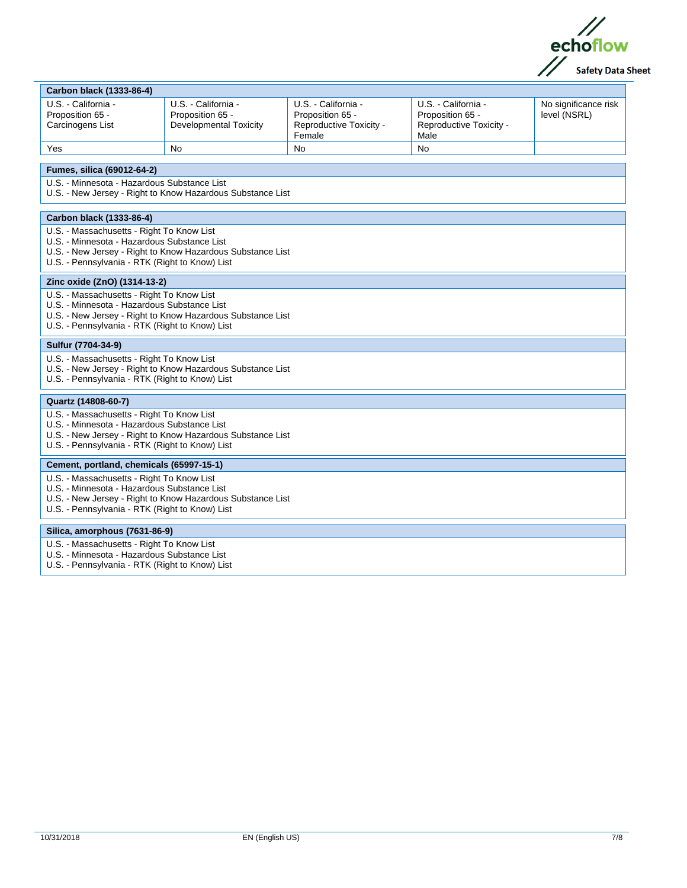**Carbon black (1333-86-4)**

| U.S. - California - Proposition 65 - Carcinogens List | U.S. - California - Proposition 65 - Developmental Toxicity | U.S. - California - Proposition 65 - Reproductive Toxicity - Female | U.S. - California - Proposition 65 - Reproductive Toxicity - Male | No significance risk level (NSRL) |
|---|---|---|---|---|
| Yes | No | No | No | |

**Fumes, silica (69012-64-2)**

U.S. - Minnesota - Hazardous Substance List
U.S. - New Jersey - Right to Know Hazardous Substance List

**Carbon black (1333-86-4)**

U.S. - Massachusetts - Right To Know List
U.S. - Minnesota - Hazardous Substance List
U.S. - New Jersey - Right to Know Hazardous Substance List
U.S. - Pennsylvania - RTK (Right to Know) List

**Zinc oxide (ZnO) (1314-13-2)**

U.S. - Massachusetts - Right To Know List
U.S. - Minnesota - Hazardous Substance List
U.S. - New Jersey - Right to Know Hazardous Substance List
U.S. - Pennsylvania - RTK (Right to Know) List

**Sulfur (7704-34-9)**

U.S. - Massachusetts - Right To Know List
U.S. - New Jersey - Right to Know Hazardous Substance List
U.S. - Pennsylvania - RTK (Right to Know) List

**Quartz (14808-60-7)**

U.S. - Massachusetts - Right To Know List
U.S. - Minnesota - Hazardous Substance List
U.S. - New Jersey - Right to Know Hazardous Substance List
U.S. - Pennsylvania - RTK (Right to Know) List

**Cement, portland, chemicals (65997-15-1)**

U.S. - Massachusetts - Right To Know List
U.S. - Minnesota - Hazardous Substance List
U.S. - New Jersey - Right to Know Hazardous Substance List
U.S. - Pennsylvania - RTK (Right to Know) List

**Silica, amorphous (7631-86-9)**

U.S. - Massachusetts - Right To Know List
U.S. - Minnesota - Hazardous Substance List
U.S. - Pennsylvania - RTK (Right to Know) List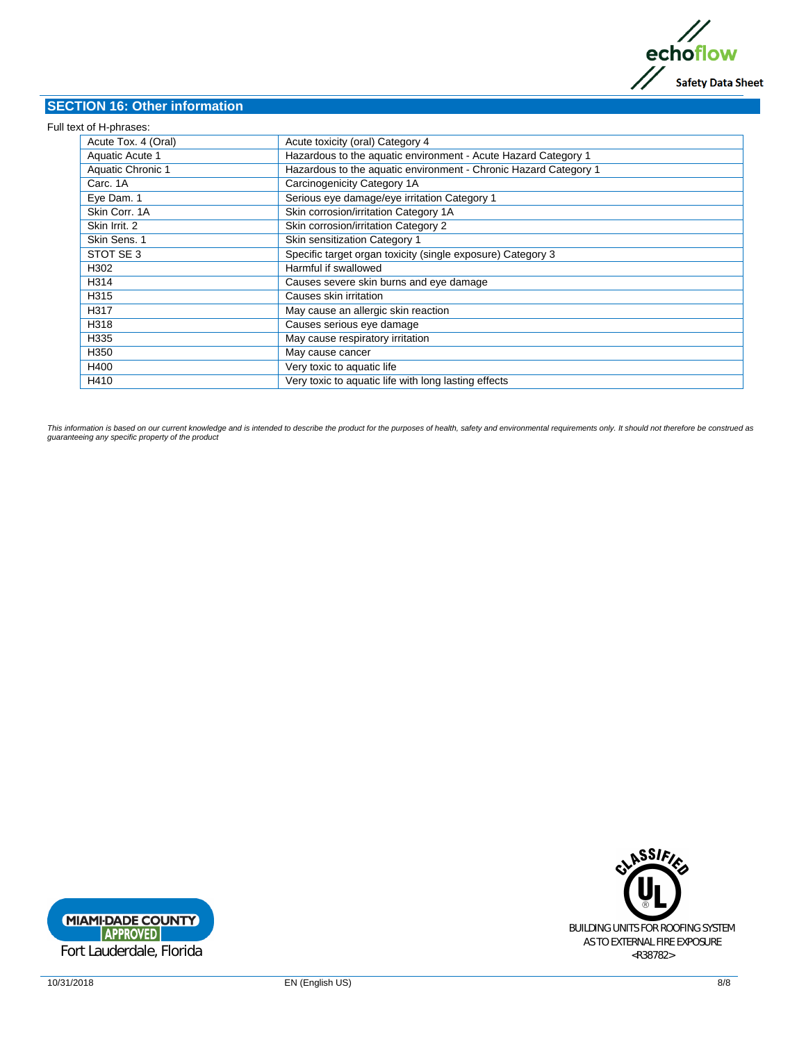## SECTION 16: Other information

Full text of H-phrases:

| | |
|---|---|
| Acute Tox. 4 (Oral) | Acute toxicity (oral) Category 4 |
| Aquatic Acute 1 | Hazardous to the aquatic environment - Acute Hazard Category 1 |
| Aquatic Chronic 1 | Hazardous to the aquatic environment - Chronic Hazard Category 1 |
| Carc. 1A | Carcinogenicity Category 1A |
| Eye Dam. 1 | Serious eye damage/eye irritation Category 1 |
| Skin Corr. 1A | Skin corrosion/irritation Category 1A |
| Skin Irrit. 2 | Skin corrosion/irritation Category 2 |
| Skin Sens. 1 | Skin sensitization Category 1 |
| STOT SE 3 | Specific target organ toxicity (single exposure) Category 3 |
| H302 | Harmful if swallowed |
| H314 | Causes severe skin burns and eye damage |
| H315 | Causes skin irritation |
| H317 | May cause an allergic skin reaction |
| H318 | Causes serious eye damage |
| H335 | May cause respiratory irritation |
| H350 | May cause cancer |
| H400 | Very toxic to aquatic life |
| H410 | Very toxic to aquatic life with long lasting effects |

*This information is based on our current knowledge and is intended to describe the product for the purposes of health, safety and environmental requirements only. It should not therefore be construed as guaranteeing any specific property of the product*

MIAMI-DADE COUNTY APPROVED

Fort Lauderdale, Florida

CLASSIFIED UL

BUILDING UNITS FOR ROOFING SYSTEM AS TO EXTERNAL FIRE EXPOSURE <R38782>

10/31/2018 EN (English US)